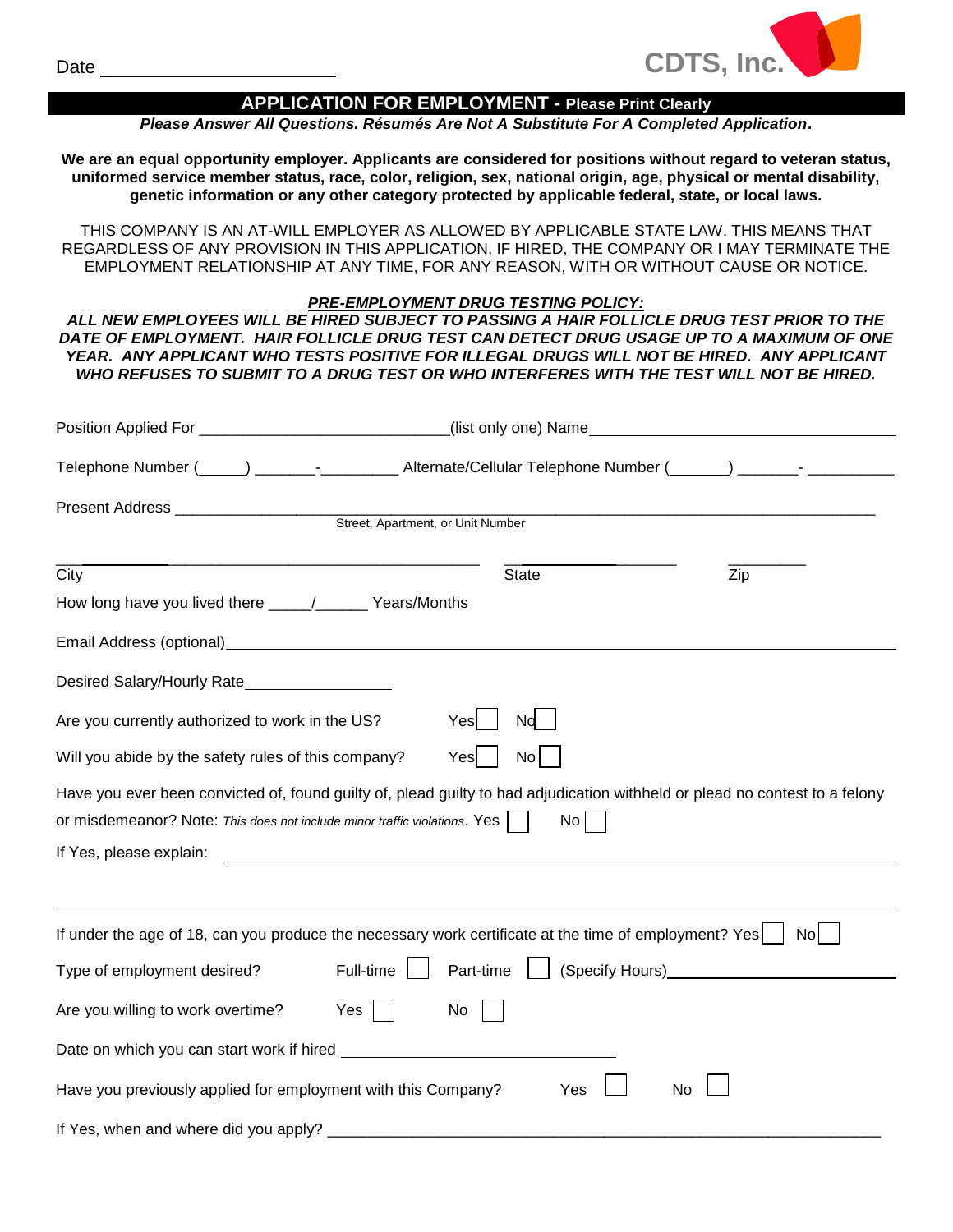Date ______________________

**CDTS, Inc.**

## APPLICATION FOR EMPLOYMENT - Please Print Clearly

***Please Answer All Questions. Résumés Are Not A Substitute For A Completed Application.***

**We are an equal opportunity employer. Applicants are considered for positions without regard to veteran status, uniformed service member status, race, color, religion, sex, national origin, age, physical or mental disability, genetic information or any other category protected by applicable federal, state, or local laws.**

THIS COMPANY IS AN AT-WILL EMPLOYER AS ALLOWED BY APPLICABLE STATE LAW. THIS MEANS THAT REGARDLESS OF ANY PROVISION IN THIS APPLICATION, IF HIRED, THE COMPANY OR I MAY TERMINATE THE EMPLOYMENT RELATIONSHIP AT ANY TIME, FOR ANY REASON, WITH OR WITHOUT CAUSE OR NOTICE.

***PRE-EMPLOYMENT DRUG TESTING POLICY:***

***ALL NEW EMPLOYEES WILL BE HIRED SUBJECT TO PASSING A HAIR FOLLICLE DRUG TEST PRIOR TO THE DATE OF EMPLOYMENT. HAIR FOLLICLE DRUG TEST CAN DETECT DRUG USAGE UP TO A MAXIMUM OF ONE YEAR. ANY APPLICANT WHO TESTS POSITIVE FOR ILLEGAL DRUGS WILL NOT BE HIRED. ANY APPLICANT WHO REFUSES TO SUBMIT TO A DRUG TEST OR WHO INTERFERES WITH THE TEST WILL NOT BE HIRED.***

Position Applied For ____________________________(list only one) Name ____________________________________

Telephone Number (_____) _______-_________ Alternate/Cellular Telephone Number (_______) _______- __________

Present Address ______________________________________________________________________________
Street, Apartment, or Unit Number

________________________________________ ____________________ __________
City State Zip

How long have you lived there _____/______ Years/Months

Email Address (optional) ____________________________________________________________________

Desired Salary/Hourly Rate_________________

Are you currently authorized to work in the US? Yes ☐ No ☐

Will you abide by the safety rules of this company? Yes ☐ No ☐

Have you ever been convicted of, found guilty of, plead guilty to had adjudication withheld or plead no contest to a felony or misdemeanor? Note: *This does not include minor traffic violations*. Yes ☐ No ☐

If Yes, please explain: ____________________________________________________________________

______________________________________________________________________________________

If under the age of 18, can you produce the necessary work certificate at the time of employment? Yes ☐ No ☐

Type of employment desired? Full-time ☐ Part-time ☐ (Specify Hours)________________________

Are you willing to work overtime? Yes ☐ No ☐

Date on which you can start work if hired ______________________________

Have you previously applied for employment with this Company? Yes ☐ No ☐

If Yes, when and where did you apply? ____________________________________________________________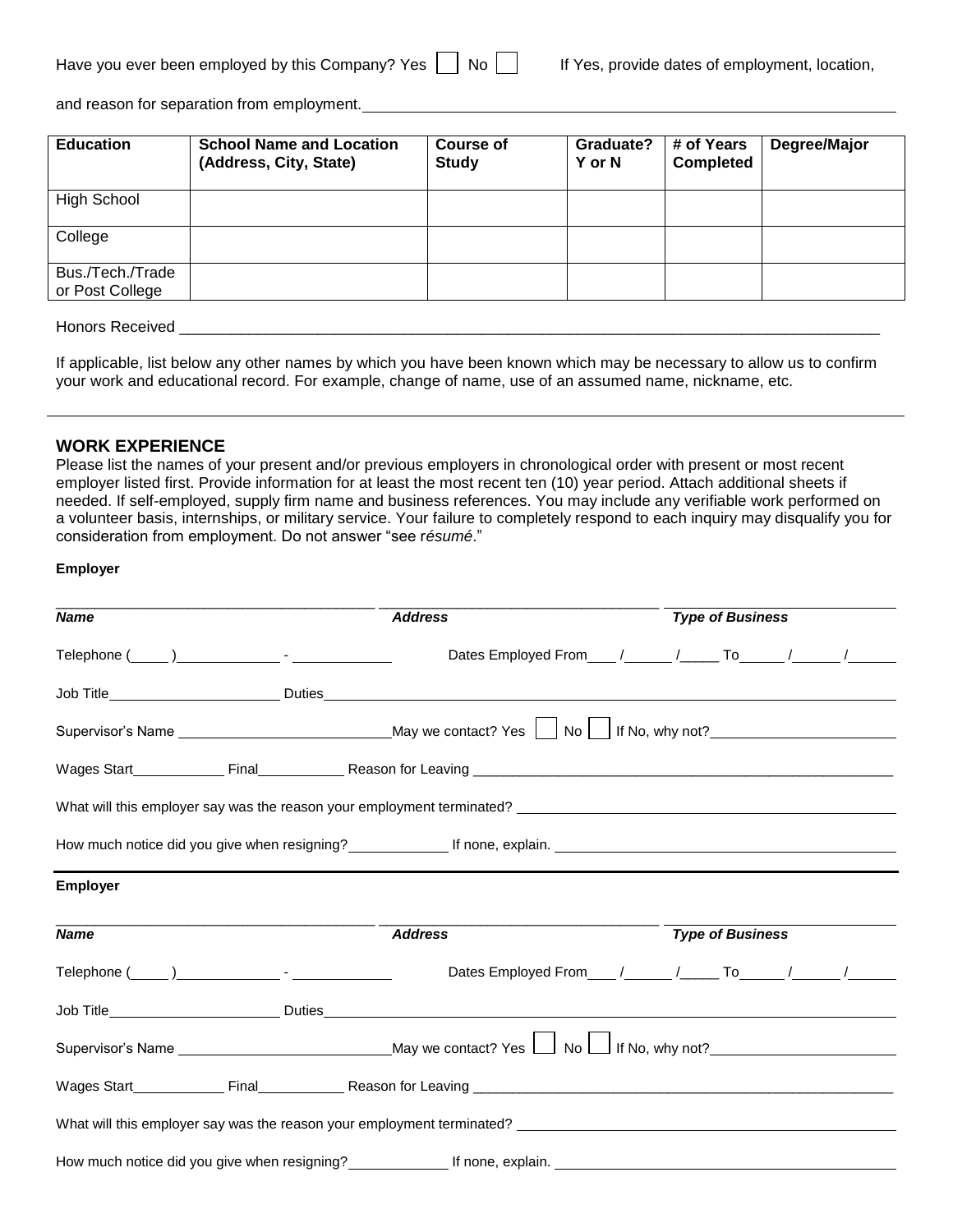Have you ever been employed by this Company? Yes ☐ No ☐ If Yes, provide dates of employment, location, and reason for separation from employment.________________________________________________

| Education | School Name and Location (Address, City, State) | Course of Study | Graduate? Y or N | # of Years Completed | Degree/Major |
|---|---|---|---|---|---|
| High School | | | | | |
| College | | | | | |
| Bus./Tech./Trade or Post College | | | | | |

Honors Received ____________________________________________________________________________

If applicable, list below any other names by which you have been known which may be necessary to allow us to confirm your work and educational record. For example, change of name, use of an assumed name, nickname, etc.

___________________________________________________________________________________________

## WORK EXPERIENCE

Please list the names of your present and/or previous employers in chronological order with present or most recent employer listed first. Provide information for at least the most recent ten (10) year period. Attach additional sheets if needed. If self-employed, supply firm name and business references. You may include any verifiable work performed on a volunteer basis, internships, or military service. Your failure to completely respond to each inquiry may disqualify you for consideration from employment. Do not answer "see r*ésumé*."

**Employer**

______________________________ ______________________________ ______________________________
***Name*** ***Address*** ***Type of Business***

Telephone (____)____________ - ____________ Dates Employed From____ /______ /_____ To______ /______ /______

Job Title____________________ Duties______________________________________________________________

Supervisor's Name ________________________ May we contact? Yes ☐ No ☐ If No, why not?____________________

Wages Start__________ Final__________ Reason for Leaving ____________________________________________

What will this employer say was the reason your employment terminated? ____________________________________

How much notice did you give when resigning?____________ If none, explain. ______________________________

**Employer**

______________________________ ______________________________ ______________________________
***Name*** ***Address*** ***Type of Business***

Telephone (____)____________ - ____________ Dates Employed From____ /______ /_____ To______ /______ /______

Job Title____________________ Duties______________________________________________________________

Supervisor's Name ________________________ May we contact? Yes ☐ No ☐ If No, why not?____________________

Wages Start__________ Final__________ Reason for Leaving ____________________________________________

What will this employer say was the reason your employment terminated? ____________________________________

How much notice did you give when resigning?____________ If none, explain. ______________________________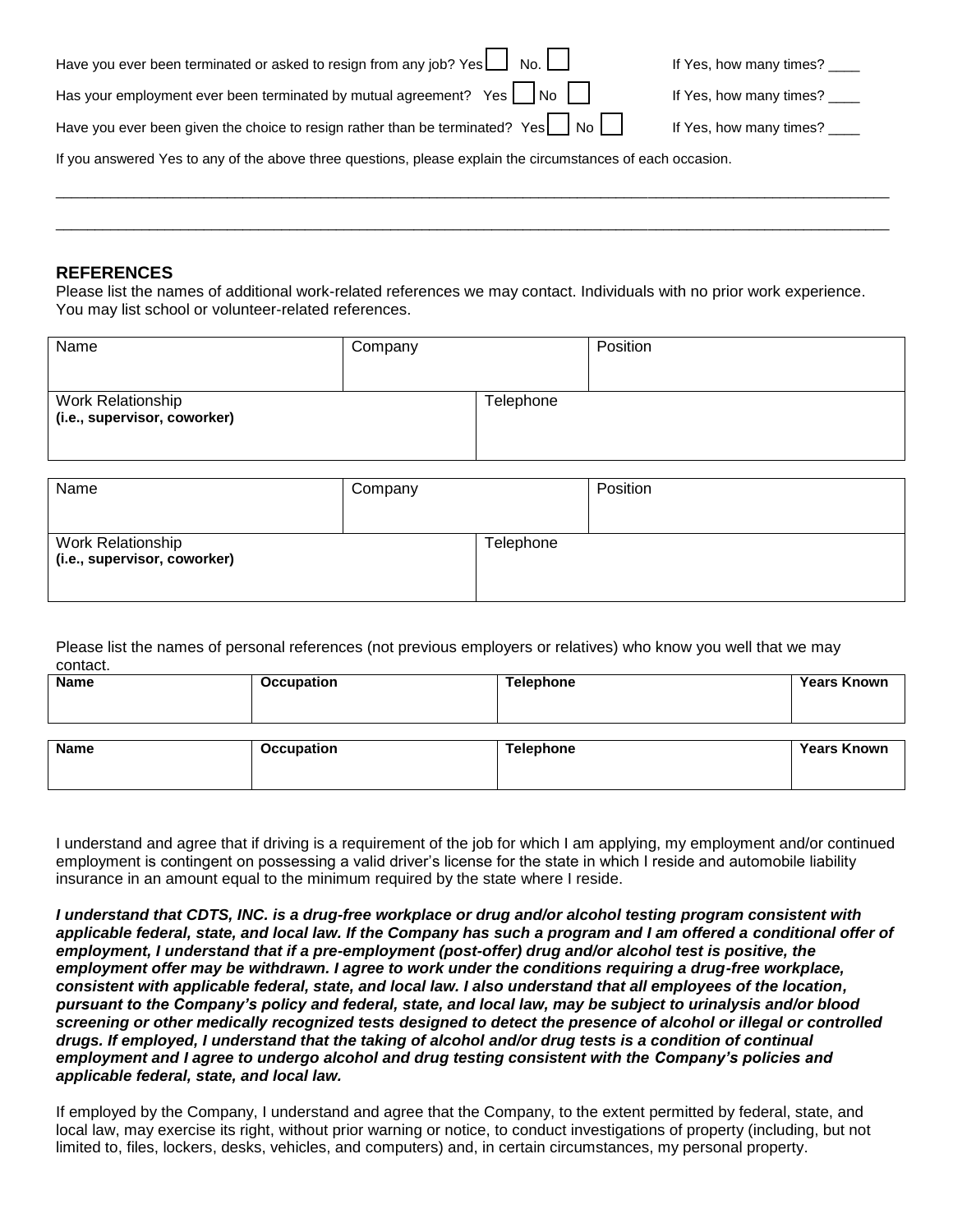Have you ever been terminated or asked to resign from any job? Yes ☐ No. ☐ If Yes, how many times? ____

Has your employment ever been terminated by mutual agreement? Yes ☐ No ☐ If Yes, how many times? ____

Have you ever been given the choice to resign rather than be terminated? Yes ☐ No ☐ If Yes, how many times? ____

If you answered Yes to any of the above three questions, please explain the circumstances of each occasion.

______________________________________________________________________________________________

______________________________________________________________________________________________

## REFERENCES

Please list the names of additional work-related references we may contact. Individuals with no prior work experience. You may list school or volunteer-related references.

| Name | Company | Position |
|---|---|---|
| | | |
| **Work Relationship** (i.e., supervisor, coworker) | Telephone | |
| | | |

| Name | Company | Position |
|---|---|---|
| | | |
| **Work Relationship** (i.e., supervisor, coworker) | Telephone | |
| | | |

Please list the names of personal references (not previous employers or relatives) who know you well that we may contact.

| Name | Occupation | Telephone | Years Known |
|---|---|---|---|
| | | | |

| Name | Occupation | Telephone | Years Known |
|---|---|---|---|
| | | | |

I understand and agree that if driving is a requirement of the job for which I am applying, my employment and/or continued employment is contingent on possessing a valid driver's license for the state in which I reside and automobile liability insurance in an amount equal to the minimum required by the state where I reside.

***I understand that CDTS, INC. is a drug-free workplace or drug and/or alcohol testing program consistent with applicable federal, state, and local law. If the Company has such a program and I am offered a conditional offer of employment, I understand that if a pre-employment (post-offer) drug and/or alcohol test is positive, the employment offer may be withdrawn. I agree to work under the conditions requiring a drug-free workplace, consistent with applicable federal, state, and local law. I also understand that all employees of the location, pursuant to the Company's policy and federal, state, and local law, may be subject to urinalysis and/or blood screening or other medically recognized tests designed to detect the presence of alcohol or illegal or controlled drugs. If employed, I understand that the taking of alcohol and/or drug tests is a condition of continual employment and I agree to undergo alcohol and drug testing consistent with the Company's policies and applicable federal, state, and local law.***

If employed by the Company, I understand and agree that the Company, to the extent permitted by federal, state, and local law, may exercise its right, without prior warning or notice, to conduct investigations of property (including, but not limited to, files, lockers, desks, vehicles, and computers) and, in certain circumstances, my personal property.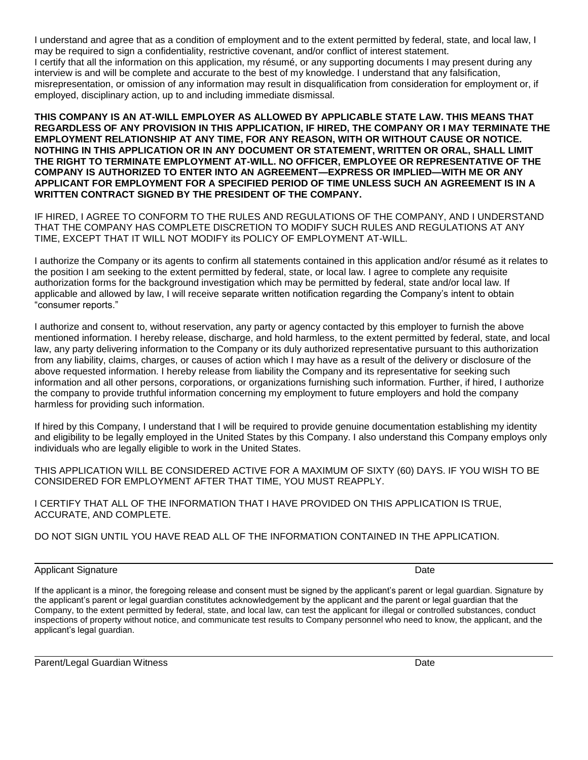I understand and agree that as a condition of employment and to the extent permitted by federal, state, and local law, I may be required to sign a confidentiality, restrictive covenant, and/or conflict of interest statement.
I certify that all the information on this application, my résumé, or any supporting documents I may present during any interview is and will be complete and accurate to the best of my knowledge. I understand that any falsification, misrepresentation, or omission of any information may result in disqualification from consideration for employment or, if employed, disciplinary action, up to and including immediate dismissal.

**THIS COMPANY IS AN AT-WILL EMPLOYER AS ALLOWED BY APPLICABLE STATE LAW. THIS MEANS THAT REGARDLESS OF ANY PROVISION IN THIS APPLICATION, IF HIRED, THE COMPANY OR I MAY TERMINATE THE EMPLOYMENT RELATIONSHIP AT ANY TIME, FOR ANY REASON, WITH OR WITHOUT CAUSE OR NOTICE. NOTHING IN THIS APPLICATION OR IN ANY DOCUMENT OR STATEMENT, WRITTEN OR ORAL, SHALL LIMIT THE RIGHT TO TERMINATE EMPLOYMENT AT-WILL. NO OFFICER, EMPLOYEE OR REPRESENTATIVE OF THE COMPANY IS AUTHORIZED TO ENTER INTO AN AGREEMENT—EXPRESS OR IMPLIED—WITH ME OR ANY APPLICANT FOR EMPLOYMENT FOR A SPECIFIED PERIOD OF TIME UNLESS SUCH AN AGREEMENT IS IN A WRITTEN CONTRACT SIGNED BY THE PRESIDENT OF THE COMPANY.**

IF HIRED, I AGREE TO CONFORM TO THE RULES AND REGULATIONS OF THE COMPANY, AND I UNDERSTAND THAT THE COMPANY HAS COMPLETE DISCRETION TO MODIFY SUCH RULES AND REGULATIONS AT ANY TIME, EXCEPT THAT IT WILL NOT MODIFY its POLICY OF EMPLOYMENT AT-WILL.

I authorize the Company or its agents to confirm all statements contained in this application and/or résumé as it relates to the position I am seeking to the extent permitted by federal, state, or local law. I agree to complete any requisite authorization forms for the background investigation which may be permitted by federal, state and/or local law. If applicable and allowed by law, I will receive separate written notification regarding the Company's intent to obtain "consumer reports."

I authorize and consent to, without reservation, any party or agency contacted by this employer to furnish the above mentioned information. I hereby release, discharge, and hold harmless, to the extent permitted by federal, state, and local law, any party delivering information to the Company or its duly authorized representative pursuant to this authorization from any liability, claims, charges, or causes of action which I may have as a result of the delivery or disclosure of the above requested information. I hereby release from liability the Company and its representative for seeking such information and all other persons, corporations, or organizations furnishing such information. Further, if hired, I authorize the company to provide truthful information concerning my employment to future employers and hold the company harmless for providing such information.

If hired by this Company, I understand that I will be required to provide genuine documentation establishing my identity and eligibility to be legally employed in the United States by this Company. I also understand this Company employs only individuals who are legally eligible to work in the United States.

THIS APPLICATION WILL BE CONSIDERED ACTIVE FOR A MAXIMUM OF SIXTY (60) DAYS. IF YOU WISH TO BE CONSIDERED FOR EMPLOYMENT AFTER THAT TIME, YOU MUST REAPPLY.

I CERTIFY THAT ALL OF THE INFORMATION THAT I HAVE PROVIDED ON THIS APPLICATION IS TRUE, ACCURATE, AND COMPLETE.

DO NOT SIGN UNTIL YOU HAVE READ ALL OF THE INFORMATION CONTAINED IN THE APPLICATION.

Applicant Signature                                                                                    Date

If the applicant is a minor, the foregoing release and consent must be signed by the applicant's parent or legal guardian. Signature by the applicant's parent or legal guardian constitutes acknowledgement by the applicant and the parent or legal guardian that the Company, to the extent permitted by federal, state, and local law, can test the applicant for illegal or controlled substances, conduct inspections of property without notice, and communicate test results to Company personnel who need to know, the applicant, and the applicant's legal guardian.

Parent/Legal Guardian Witness                                                                                    Date